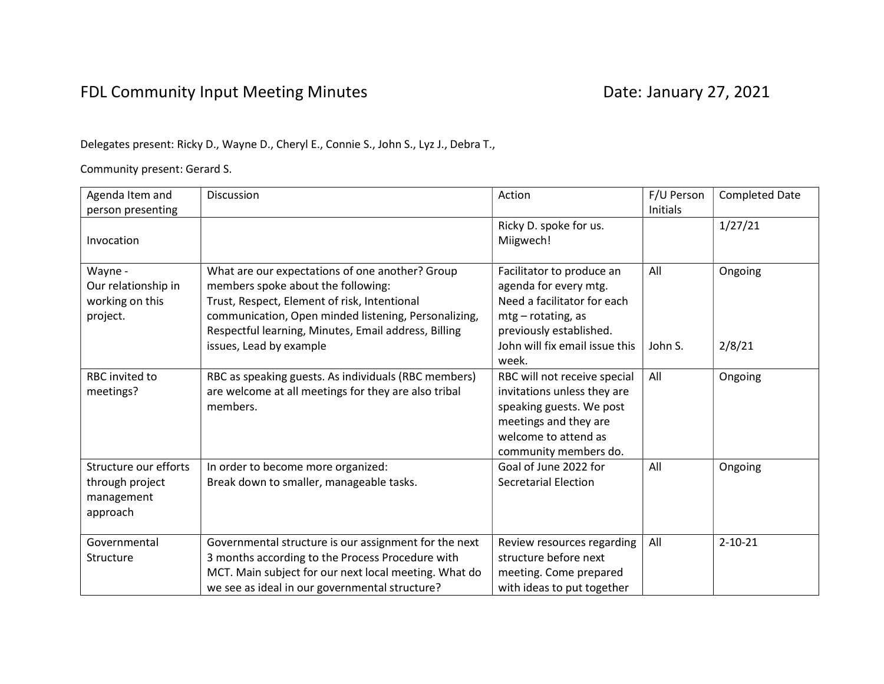# FDL Community Input Meeting Minutes

Date: January 27, 2021

Delegates present: Ricky D., Wayne D., Cheryl E., Connie S., John S., Lyz J., Debra T.,

Community present: Gerard S.

| Agenda Item and person presenting | Discussion | Action | F/U Person Initials | Completed Date |
|---|---|---|---|---|
| Invocation | | Ricky D. spoke for us. Miigwech! | | 1/27/21 |
| Wayne - Our relationship in working on this project. | What are our expectations of one another? Group members spoke about the following: Trust, Respect, Element of risk, Intentional communication, Open minded listening, Personalizing, Respectful learning, Minutes, Email address, Billing issues, Lead by example | Facilitator to produce an agenda for every mtg. Need a facilitator for each mtg – rotating, as previously established. John will fix email issue this week. | All<br>John S. | Ongoing<br>2/8/21 |
| RBC invited to meetings? | RBC as speaking guests. As individuals (RBC members) are welcome at all meetings for they are also tribal members. | RBC will not receive special invitations unless they are speaking guests. We post meetings and they are welcome to attend as community members do. | All | Ongoing |
| Structure our efforts through project management approach | In order to become more organized: Break down to smaller, manageable tasks. | Goal of June 2022 for Secretarial Election | All | Ongoing |
| Governmental Structure | Governmental structure is our assignment for the next 3 months according to the Process Procedure with MCT. Main subject for our next local meeting. What do we see as ideal in our governmental structure? | Review resources regarding structure before next meeting. Come prepared with ideas to put together | All | 2-10-21 |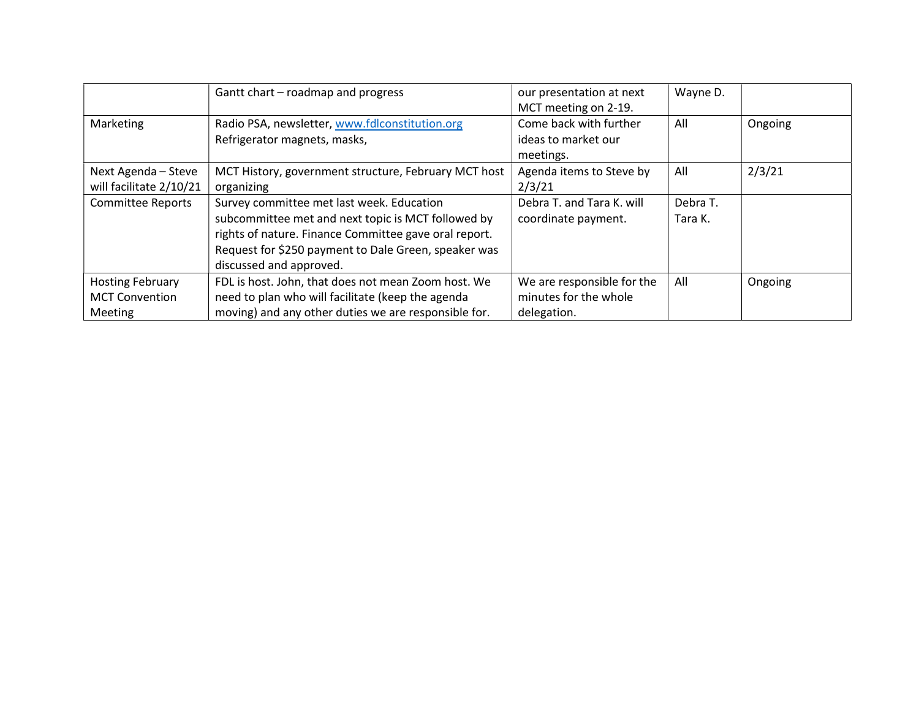| | | | | |
|---|---|---|---|---|
| | Gantt chart – roadmap and progress | our presentation at next MCT meeting on 2-19. | Wayne D. | |
| Marketing | Radio PSA, newsletter, www.fdlconstitution.org Refrigerator magnets, masks, | Come back with further ideas to market our meetings. | All | Ongoing |
| Next Agenda – Steve will facilitate 2/10/21 | MCT History, government structure, February MCT host organizing | Agenda items to Steve by 2/3/21 | All | 2/3/21 |
| Committee Reports | Survey committee met last week. Education subcommittee met and next topic is MCT followed by rights of nature. Finance Committee gave oral report. Request for $250 payment to Dale Green, speaker was discussed and approved. | Debra T. and Tara K. will coordinate payment. | Debra T. Tara K. | |
| Hosting February MCT Convention Meeting | FDL is host. John, that does not mean Zoom host. We need to plan who will facilitate (keep the agenda moving) and any other duties we are responsible for. | We are responsible for the minutes for the whole delegation. | All | Ongoing |